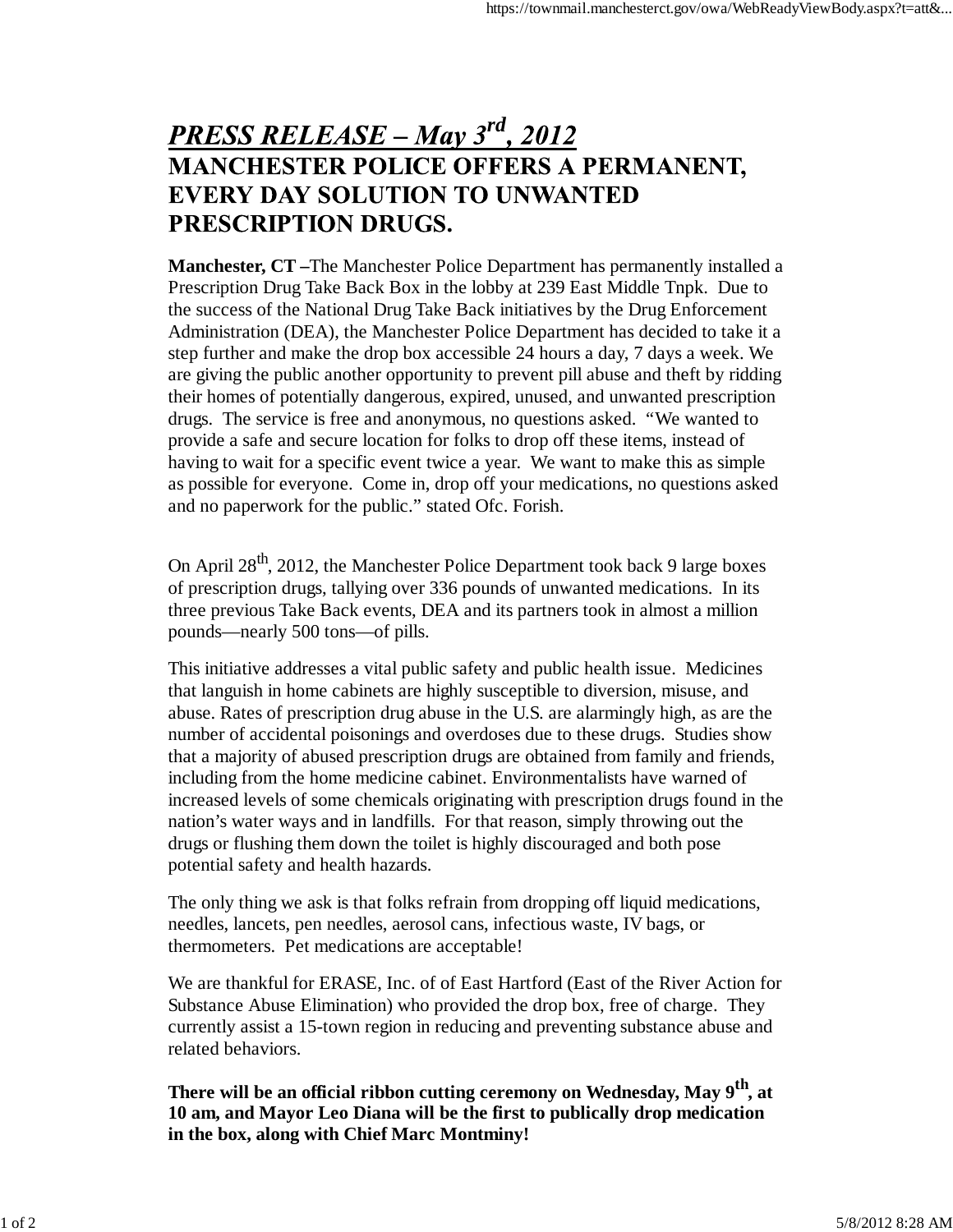# ***PRESS RELEASE – May 3rd, 2012***

## MANCHESTER POLICE OFFERS A PERMANENT, EVERY DAY SOLUTION TO UNWANTED PRESCRIPTION DRUGS.

**Manchester, CT –**The Manchester Police Department has permanently installed a Prescription Drug Take Back Box in the lobby at 239 East Middle Tnpk. Due to the success of the National Drug Take Back initiatives by the Drug Enforcement Administration (DEA), the Manchester Police Department has decided to take it a step further and make the drop box accessible 24 hours a day, 7 days a week. We are giving the public another opportunity to prevent pill abuse and theft by ridding their homes of potentially dangerous, expired, unused, and unwanted prescription drugs. The service is free and anonymous, no questions asked. "We wanted to provide a safe and secure location for folks to drop off these items, instead of having to wait for a specific event twice a year. We want to make this as simple as possible for everyone. Come in, drop off your medications, no questions asked and no paperwork for the public." stated Ofc. Forish.

On April 28th, 2012, the Manchester Police Department took back 9 large boxes of prescription drugs, tallying over 336 pounds of unwanted medications. In its three previous Take Back events, DEA and its partners took in almost a million pounds—nearly 500 tons—of pills.

This initiative addresses a vital public safety and public health issue. Medicines that languish in home cabinets are highly susceptible to diversion, misuse, and abuse. Rates of prescription drug abuse in the U.S. are alarmingly high, as are the number of accidental poisonings and overdoses due to these drugs. Studies show that a majority of abused prescription drugs are obtained from family and friends, including from the home medicine cabinet. Environmentalists have warned of increased levels of some chemicals originating with prescription drugs found in the nation's water ways and in landfills. For that reason, simply throwing out the drugs or flushing them down the toilet is highly discouraged and both pose potential safety and health hazards.

The only thing we ask is that folks refrain from dropping off liquid medications, needles, lancets, pen needles, aerosol cans, infectious waste, IV bags, or thermometers. Pet medications are acceptable!

We are thankful for ERASE, Inc. of of East Hartford (East of the River Action for Substance Abuse Elimination) who provided the drop box, free of charge. They currently assist a 15-town region in reducing and preventing substance abuse and related behaviors.

**There will be an official ribbon cutting ceremony on Wednesday, May 9th, at 10 am, and Mayor Leo Diana will be the first to publically drop medication in the box, along with Chief Marc Montminy!**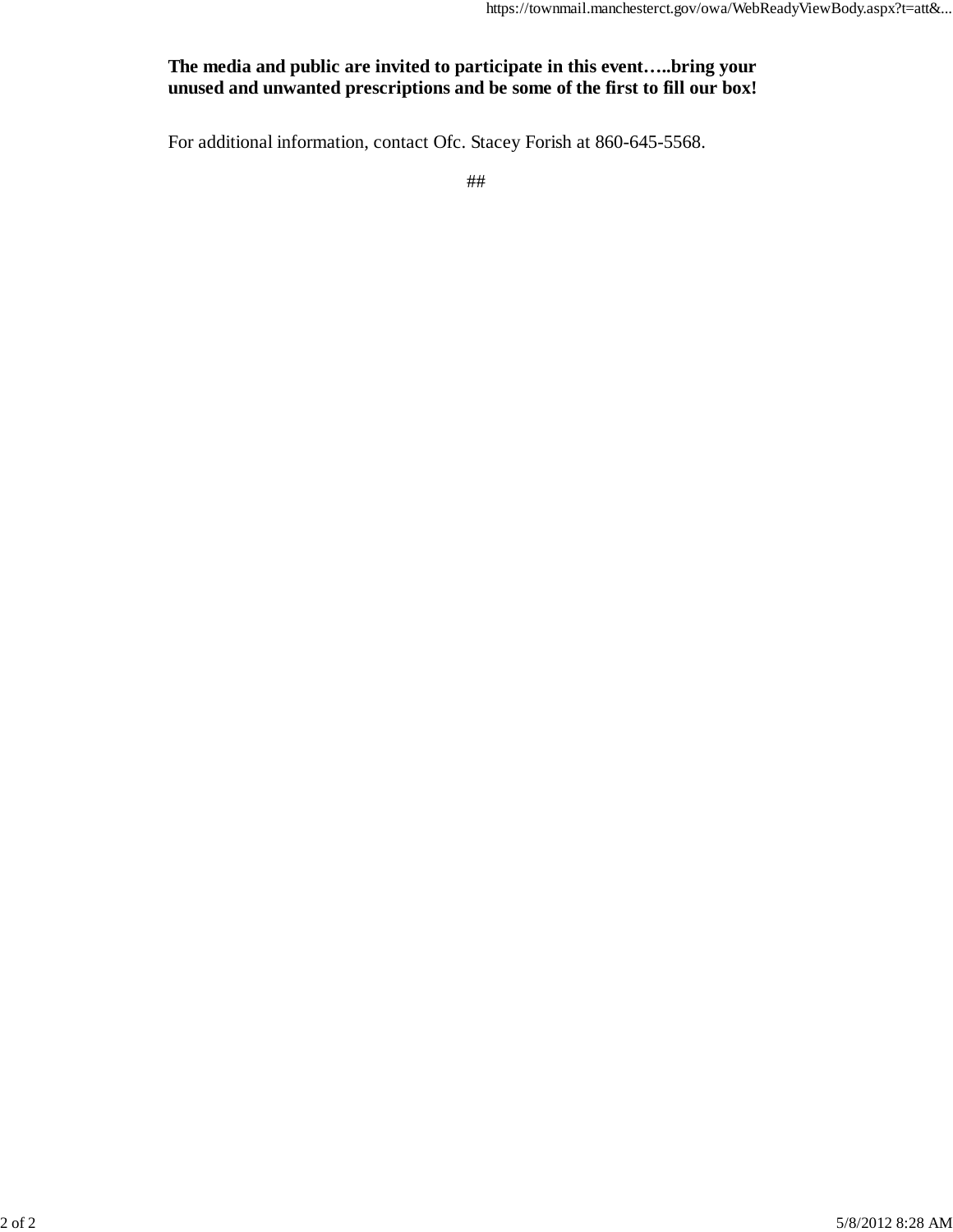**The media and public are invited to participate in this event…..bring your unused and unwanted prescriptions and be some of the first to fill our box!**

For additional information, contact Ofc. Stacey Forish at 860-645-5568.

##